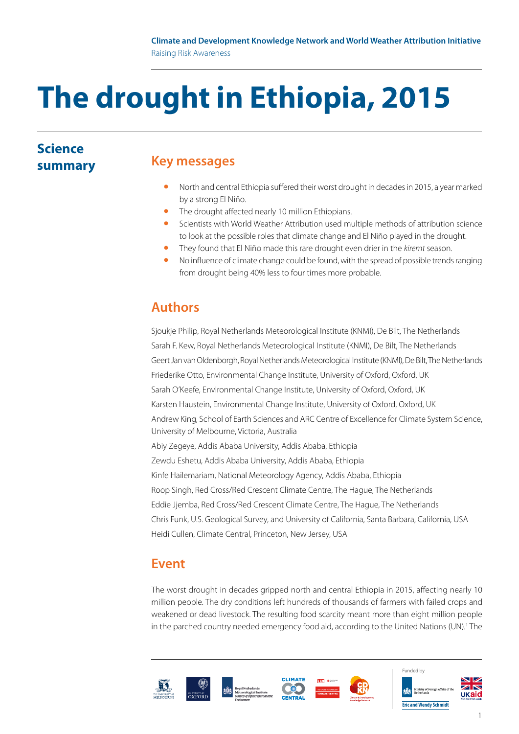**Climate and Development Knowledge Network and World Weather Attribution Initiative**
Raising Risk Awareness

# The drought in Ethiopia, 2015

## Science summary

### Key messages

- North and central Ethiopia suffered their worst drought in decades in 2015, a year marked by a strong El Niño.
- The drought affected nearly 10 million Ethiopians.
- Scientists with World Weather Attribution used multiple methods of attribution science to look at the possible roles that climate change and El Niño played in the drought.
- They found that El Niño made this rare drought even drier in the *kiremt* season.
- No influence of climate change could be found, with the spread of possible trends ranging from drought being 40% less to four times more probable.

### Authors

Sjoukje Philip, Royal Netherlands Meteorological Institute (KNMI), De Bilt, The Netherlands
Sarah F. Kew, Royal Netherlands Meteorological Institute (KNMI), De Bilt, The Netherlands
Geert Jan van Oldenborgh, Royal Netherlands Meteorological Institute (KNMI), De Bilt, The Netherlands
Friederike Otto, Environmental Change Institute, University of Oxford, Oxford, UK
Sarah O'Keefe, Environmental Change Institute, University of Oxford, Oxford, UK
Karsten Haustein, Environmental Change Institute, University of Oxford, Oxford, UK
Andrew King, School of Earth Sciences and ARC Centre of Excellence for Climate System Science, University of Melbourne, Victoria, Australia
Abiy Zegeye, Addis Ababa University, Addis Ababa, Ethiopia
Zewdu Eshetu, Addis Ababa University, Addis Ababa, Ethiopia
Kinfe Hailemariam, National Meteorology Agency, Addis Ababa, Ethiopia
Roop Singh, Red Cross/Red Crescent Climate Centre, The Hague, The Netherlands
Eddie Jjemba, Red Cross/Red Crescent Climate Centre, The Hague, The Netherlands
Chris Funk, U.S. Geological Survey, and University of California, Santa Barbara, California, USA
Heidi Cullen, Climate Central, Princeton, New Jersey, USA

### Event

The worst drought in decades gripped north and central Ethiopia in 2015, affecting nearly 10 million people. The dry conditions left hundreds of thousands of farmers with failed crops and weakened or dead livestock. The resulting food scarcity meant more than eight million people in the parched country needed emergency food aid, according to the United Nations (UN).[1] The

Funded by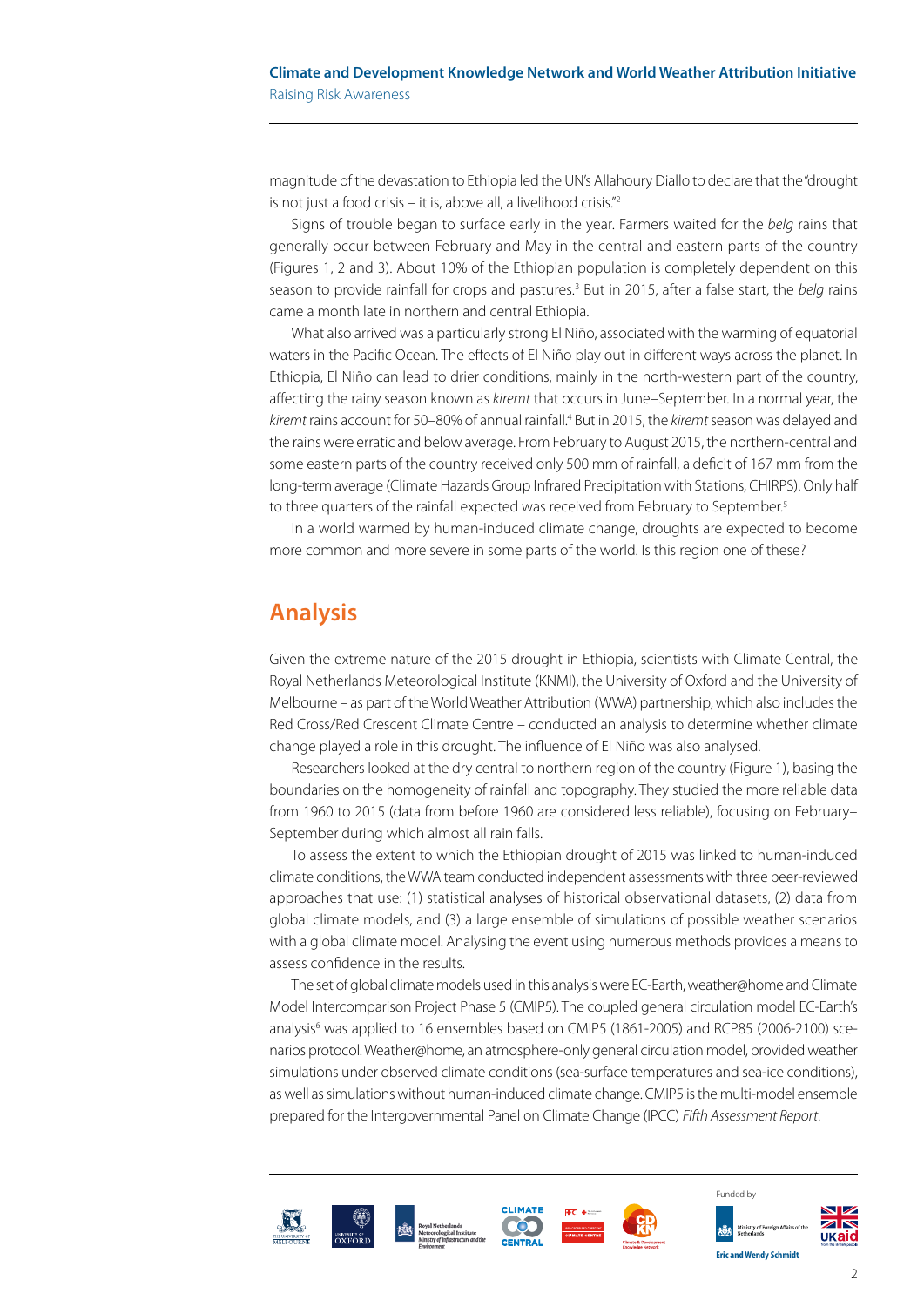magnitude of the devastation to Ethiopia led the UN's Allahoury Diallo to declare that the "drought is not just a food crisis – it is, above all, a livelihood crisis."[2]

Signs of trouble began to surface early in the year. Farmers waited for the *belg* rains that generally occur between February and May in the central and eastern parts of the country (Figures 1, 2 and 3). About 10% of the Ethiopian population is completely dependent on this season to provide rainfall for crops and pastures.[3] But in 2015, after a false start, the *belg* rains came a month late in northern and central Ethiopia.

What also arrived was a particularly strong El Niño, associated with the warming of equatorial waters in the Pacific Ocean. The effects of El Niño play out in different ways across the planet. In Ethiopia, El Niño can lead to drier conditions, mainly in the north-western part of the country, affecting the rainy season known as *kiremt* that occurs in June–September. In a normal year, the *kiremt* rains account for 50–80% of annual rainfall.[4] But in 2015, the *kiremt* season was delayed and the rains were erratic and below average. From February to August 2015, the northern-central and some eastern parts of the country received only 500 mm of rainfall, a deficit of 167 mm from the long-term average (Climate Hazards Group Infrared Precipitation with Stations, CHIRPS). Only half to three quarters of the rainfall expected was received from February to September.[5]

In a world warmed by human-induced climate change, droughts are expected to become more common and more severe in some parts of the world. Is this region one of these?

## Analysis

Given the extreme nature of the 2015 drought in Ethiopia, scientists with Climate Central, the Royal Netherlands Meteorological Institute (KNMI), the University of Oxford and the University of Melbourne – as part of the World Weather Attribution (WWA) partnership, which also includes the Red Cross/Red Crescent Climate Centre – conducted an analysis to determine whether climate change played a role in this drought. The influence of El Niño was also analysed.

Researchers looked at the dry central to northern region of the country (Figure 1), basing the boundaries on the homogeneity of rainfall and topography. They studied the more reliable data from 1960 to 2015 (data from before 1960 are considered less reliable), focusing on February–September during which almost all rain falls.

To assess the extent to which the Ethiopian drought of 2015 was linked to human-induced climate conditions, the WWA team conducted independent assessments with three peer-reviewed approaches that use: (1) statistical analyses of historical observational datasets, (2) data from global climate models, and (3) a large ensemble of simulations of possible weather scenarios with a global climate model. Analysing the event using numerous methods provides a means to assess confidence in the results.

The set of global climate models used in this analysis were EC-Earth, weather@home and Climate Model Intercomparison Project Phase 5 (CMIP5). The coupled general circulation model EC-Earth's analysis[6] was applied to 16 ensembles based on CMIP5 (1861-2005) and RCP85 (2006-2100) scenarios protocol. Weather@home, an atmosphere-only general circulation model, provided weather simulations under observed climate conditions (sea-surface temperatures and sea-ice conditions), as well as simulations without human-induced climate change. CMIP5 is the multi-model ensemble prepared for the Intergovernmental Panel on Climate Change (IPCC) *Fifth Assessment Report*.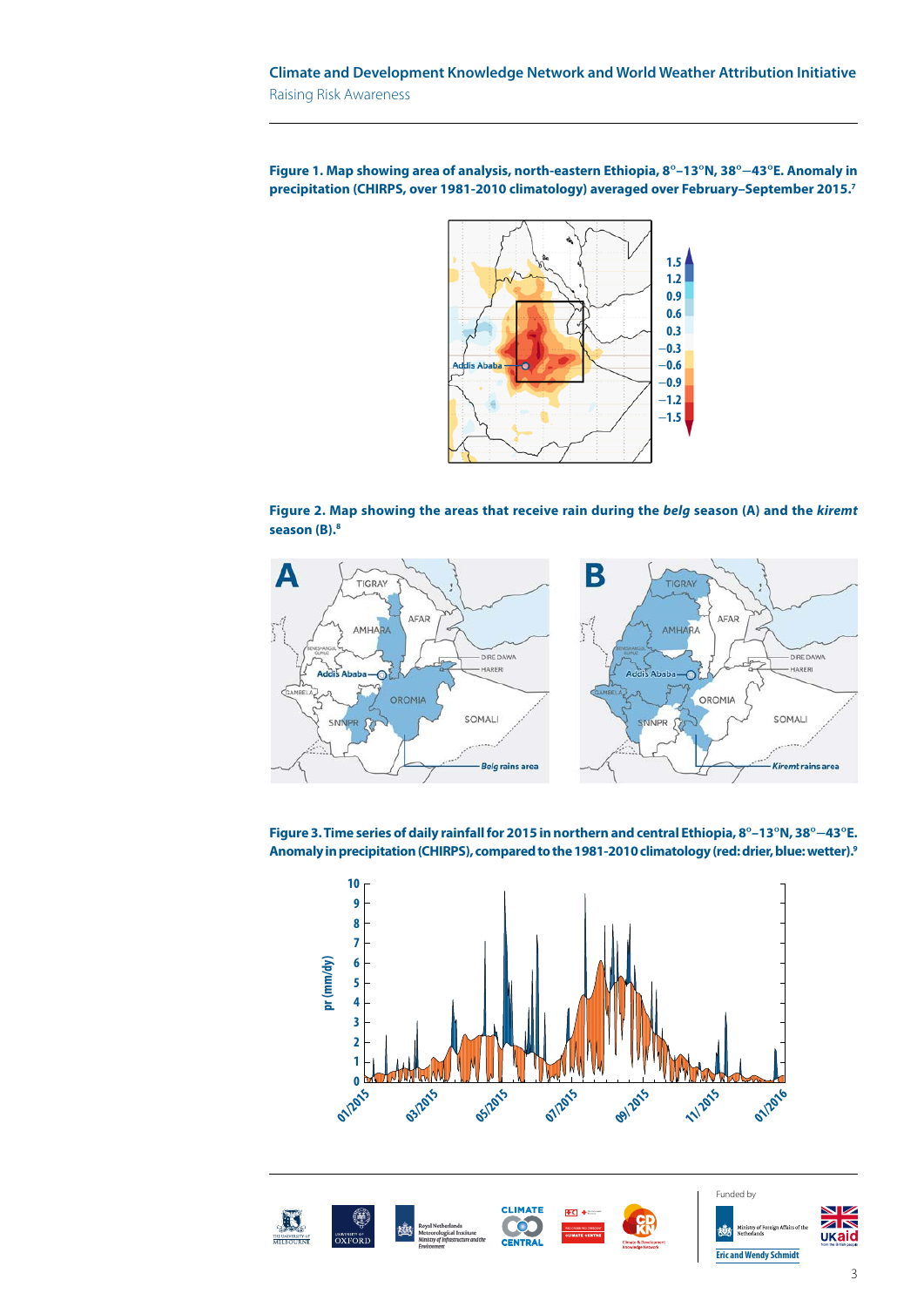**Figure 1. Map showing area of analysis, north-eastern Ethiopia, 8°–13°N, 38°–43°E. Anomaly in precipitation (CHIRPS, over 1981-2010 climatology) averaged over February–September 2015.**[7]

**Figure 2. Map showing the areas that receive rain during the *belg* season (A) and the *kiremt* season (B).**[8]

**Figure 3. Time series of daily rainfall for 2015 in northern and central Ethiopia, 8°–13°N, 38°–43°E. Anomaly in precipitation (CHIRPS), compared to the 1981-2010 climatology (red: drier, blue: wetter).**[9]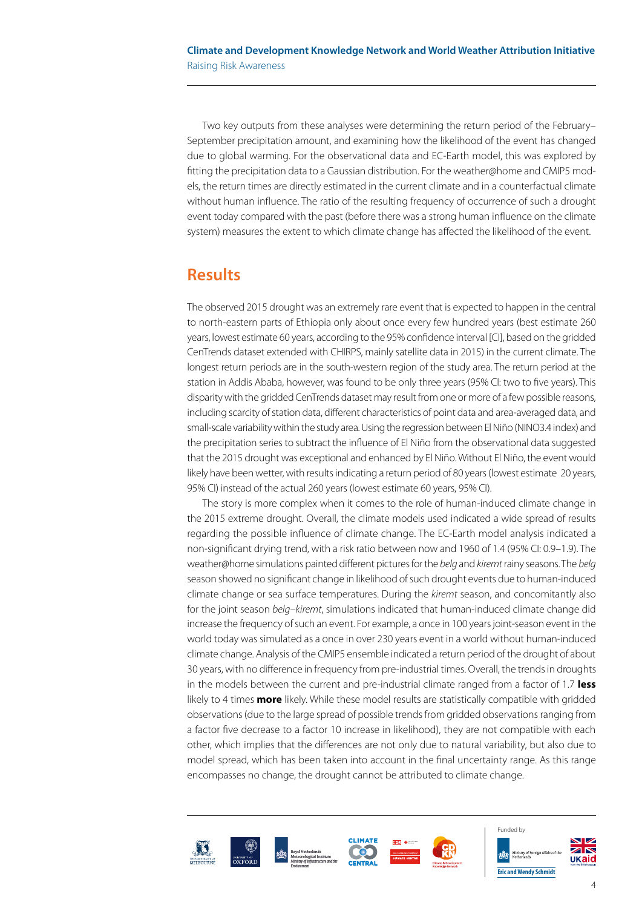Two key outputs from these analyses were determining the return period of the February–September precipitation amount, and examining how the likelihood of the event has changed due to global warming. For the observational data and EC-Earth model, this was explored by fitting the precipitation data to a Gaussian distribution. For the weather@home and CMIP5 models, the return times are directly estimated in the current climate and in a counterfactual climate without human influence. The ratio of the resulting frequency of occurrence of such a drought event today compared with the past (before there was a strong human influence on the climate system) measures the extent to which climate change has affected the likelihood of the event.

## Results

The observed 2015 drought was an extremely rare event that is expected to happen in the central to north-eastern parts of Ethiopia only about once every few hundred years (best estimate 260 years, lowest estimate 60 years, according to the 95% confidence interval [CI], based on the gridded CenTrends dataset extended with CHIRPS, mainly satellite data in 2015) in the current climate. The longest return periods are in the south-western region of the study area. The return period at the station in Addis Ababa, however, was found to be only three years (95% CI: two to five years). This disparity with the gridded CenTrends dataset may result from one or more of a few possible reasons, including scarcity of station data, different characteristics of point data and area-averaged data, and small-scale variability within the study area. Using the regression between El Niño (NINO3.4 index) and the precipitation series to subtract the influence of El Niño from the observational data suggested that the 2015 drought was exceptional and enhanced by El Niño. Without El Niño, the event would likely have been wetter, with results indicating a return period of 80 years (lowest estimate 20 years, 95% CI) instead of the actual 260 years (lowest estimate 60 years, 95% CI).

The story is more complex when it comes to the role of human-induced climate change in the 2015 extreme drought. Overall, the climate models used indicated a wide spread of results regarding the possible influence of climate change. The EC-Earth model analysis indicated a non-significant drying trend, with a risk ratio between now and 1960 of 1.4 (95% CI: 0.9–1.9). The weather@home simulations painted different pictures for the *belg* and *kiremt* rainy seasons. The *belg* season showed no significant change in likelihood of such drought events due to human-induced climate change or sea surface temperatures. During the *kiremt* season, and concomitantly also for the joint season *belg–kiremt*, simulations indicated that human-induced climate change did increase the frequency of such an event. For example, a once in 100 years joint-season event in the world today was simulated as a once in over 230 years event in a world without human-induced climate change. Analysis of the CMIP5 ensemble indicated a return period of the drought of about 30 years, with no difference in frequency from pre-industrial times. Overall, the trends in droughts in the models between the current and pre-industrial climate ranged from a factor of 1.7 **less** likely to 4 times **more** likely. While these model results are statistically compatible with gridded observations (due to the large spread of possible trends from gridded observations ranging from a factor five decrease to a factor 10 increase in likelihood), they are not compatible with each other, which implies that the differences are not only due to natural variability, but also due to model spread, which has been taken into account in the final uncertainty range. As this range encompasses no change, the drought cannot be attributed to climate change.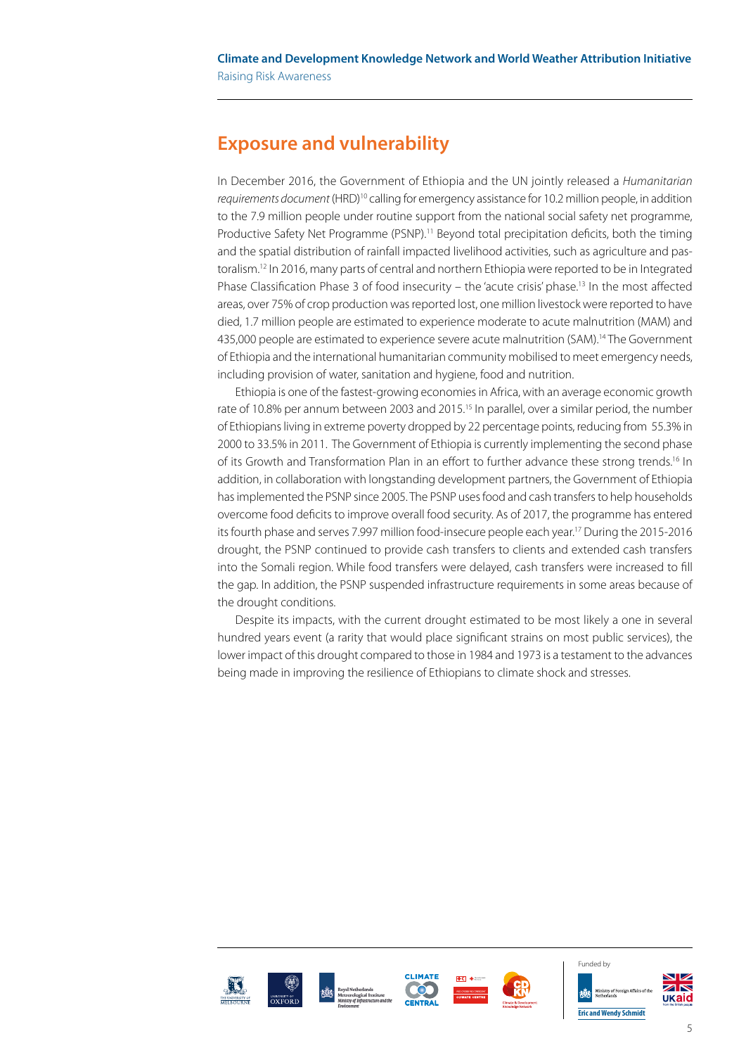## Exposure and vulnerability

In December 2016, the Government of Ethiopia and the UN jointly released a *Humanitarian requirements document* (HRD)[10] calling for emergency assistance for 10.2 million people, in addition to the 7.9 million people under routine support from the national social safety net programme, Productive Safety Net Programme (PSNP).[11] Beyond total precipitation deficits, both the timing and the spatial distribution of rainfall impacted livelihood activities, such as agriculture and pastoralism.[12] In 2016, many parts of central and northern Ethiopia were reported to be in Integrated Phase Classification Phase 3 of food insecurity – the 'acute crisis' phase.[13] In the most affected areas, over 75% of crop production was reported lost, one million livestock were reported to have died, 1.7 million people are estimated to experience moderate to acute malnutrition (MAM) and 435,000 people are estimated to experience severe acute malnutrition (SAM).[14] The Government of Ethiopia and the international humanitarian community mobilised to meet emergency needs, including provision of water, sanitation and hygiene, food and nutrition.

Ethiopia is one of the fastest-growing economies in Africa, with an average economic growth rate of 10.8% per annum between 2003 and 2015.[15] In parallel, over a similar period, the number of Ethiopians living in extreme poverty dropped by 22 percentage points, reducing from 55.3% in 2000 to 33.5% in 2011. The Government of Ethiopia is currently implementing the second phase of its Growth and Transformation Plan in an effort to further advance these strong trends.[16] In addition, in collaboration with longstanding development partners, the Government of Ethiopia has implemented the PSNP since 2005. The PSNP uses food and cash transfers to help households overcome food deficits to improve overall food security. As of 2017, the programme has entered its fourth phase and serves 7.997 million food-insecure people each year.[17] During the 2015-2016 drought, the PSNP continued to provide cash transfers to clients and extended cash transfers into the Somali region. While food transfers were delayed, cash transfers were increased to fill the gap. In addition, the PSNP suspended infrastructure requirements in some areas because of the drought conditions.

Despite its impacts, with the current drought estimated to be most likely a one in several hundred years event (a rarity that would place significant strains on most public services), the lower impact of this drought compared to those in 1984 and 1973 is a testament to the advances being made in improving the resilience of Ethiopians to climate shock and stresses.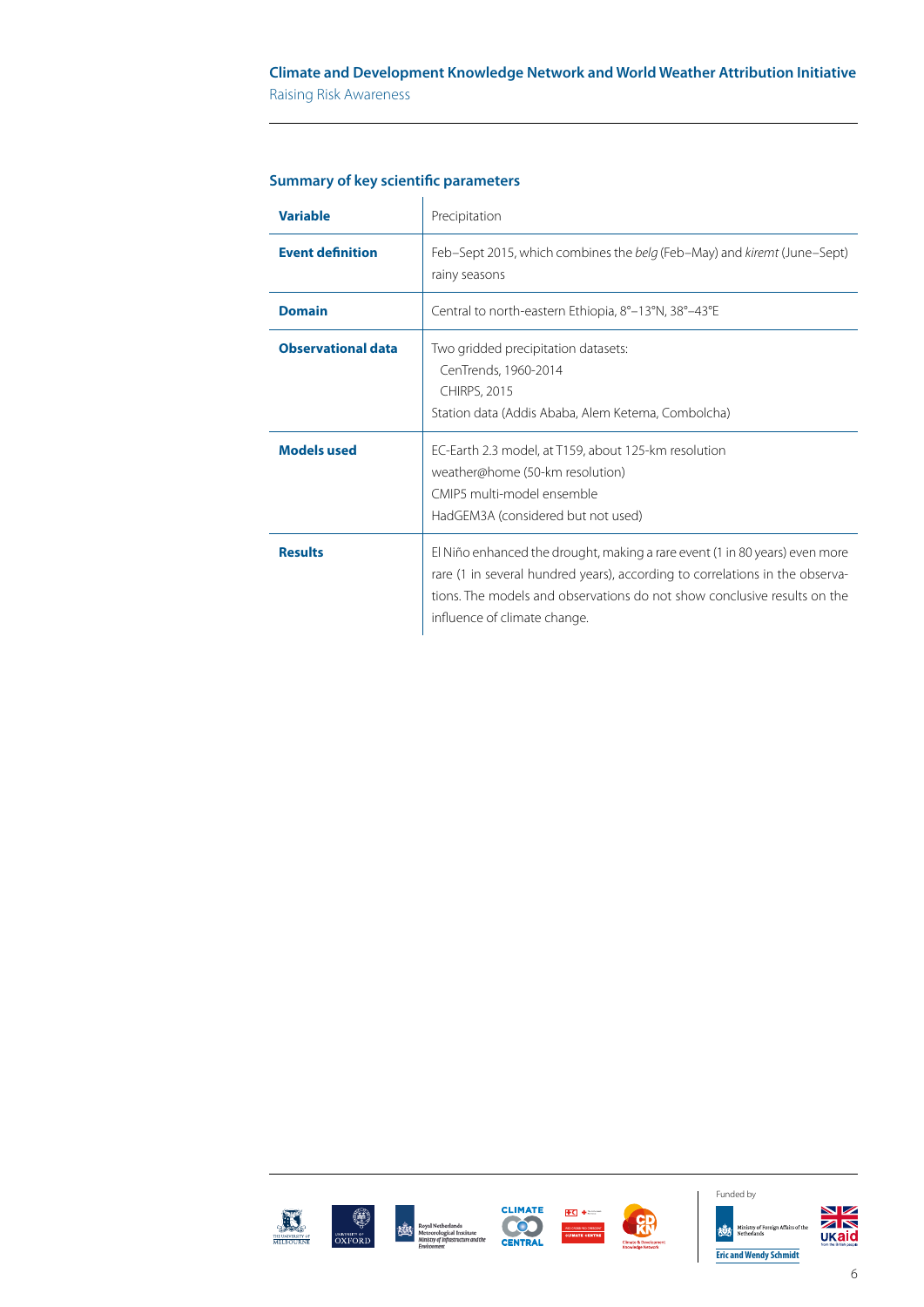## Summary of key scientific parameters

| | |
|---|---|
| **Variable** | Precipitation |
| **Event definition** | Feb–Sept 2015, which combines the *belg* (Feb–May) and *kiremt* (June–Sept) rainy seasons |
| **Domain** | Central to north-eastern Ethiopia, 8°–13°N, 38°–43°E |
| **Observational data** | Two gridded precipitation datasets:<br>CenTrends, 1960-2014<br>CHIRPS, 2015<br>Station data (Addis Ababa, Alem Ketema, Combolcha) |
| **Models used** | EC-Earth 2.3 model, at T159, about 125-km resolution<br>weather@home (50-km resolution)<br>CMIP5 multi-model ensemble<br>HadGEM3A (considered but not used) |
| **Results** | El Niño enhanced the drought, making a rare event (1 in 80 years) even more rare (1 in several hundred years), according to correlations in the observations. The models and observations do not show conclusive results on the influence of climate change. |

Funded by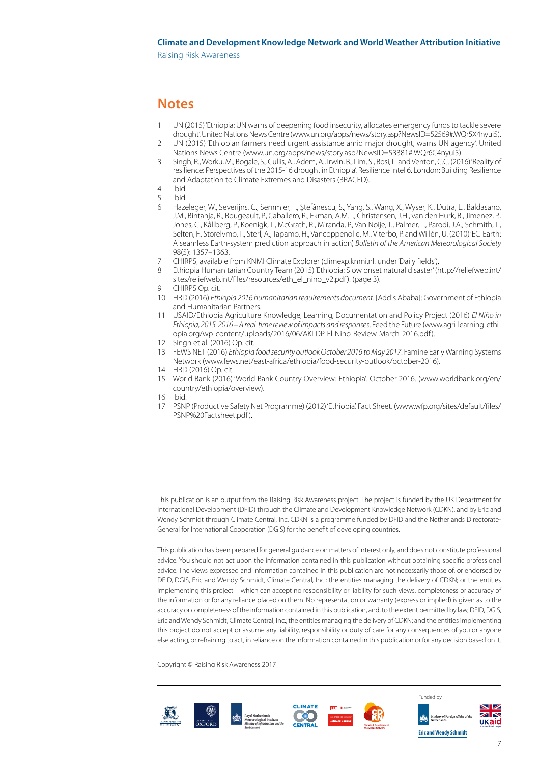## Notes

1. UN (2015) 'Ethiopia: UN warns of deepening food insecurity, allocates emergency funds to tackle severe drought'. United Nations News Centre (www.un.org/apps/news/story.asp?NewsID=52569#.WQr5X4nyui5).
2. UN (2015) 'Ethiopian farmers need urgent assistance amid major drought, warns UN agency'. United Nations News Centre (www.un.org/apps/news/story.asp?NewsID=53381#.WQr6C4nyui5).
3. Singh, R., Worku, M., Bogale, S., Cullis, A., Adem, A., Irwin, B., Lim, S., Bosi, L. and Venton, C.C. (2016) 'Reality of resilience: Perspectives of the 2015-16 drought in Ethiopia'. Resilience Intel 6. London: Building Resilience and Adaptation to Climate Extremes and Disasters (BRACED).
4. Ibid.
5. Ibid.
6. Hazeleger, W., Severijns, C., Semmler, T., Ştefănescu, S., Yang, S., Wang, X., Wyser, K., Dutra, E., Baldasano, J.M., Bintanja, R., Bougeault, P., Caballero, R., Ekman, A.M.L., Christensen, J.H., van den Hurk, B., Jimenez, P., Jones, C., Kållberg, P., Koenigk, T., McGrath, R., Miranda, P., Van Noije, T., Palmer, T., Parodi, J.A., Schmith, T., Selten, F., Storelvmo, T., Sterl, A., Tapamo, H., Vancoppenolle, M., Viterbo, P. and Willén, U. (2010) 'EC-Earth: A seamless Earth-system prediction approach in action', *Bulletin of the American Meteorological Society* 98(5): 1357–1363.
7. CHIRPS, available from KNMI Climate Explorer (climexp.knmi.nl, under 'Daily fields').
8. Ethiopia Humanitarian Country Team (2015) 'Ethiopia: Slow onset natural disaster' (http://reliefweb.int/sites/reliefweb.int/files/resources/eth_el_nino_v2.pdf). (page 3).
9. CHIRPS Op. cit.
10. HRD (2016) *Ethiopia 2016 humanitarian requirements document*. [Addis Ababa]: Government of Ethiopia and Humanitarian Partners.
11. USAID/Ethiopia Agriculture Knowledge, Learning, Documentation and Policy Project (2016) *El Niño in Ethiopia, 2015-2016 – A real-time review of impacts and responses*. Feed the Future (www.agri-learning-ethiopia.org/wp-content/uploads/2016/06/AKLDP-El-Nino-Review-March-2016.pdf).
12. Singh et al. (2016) Op. cit.
13. FEWS NET (2016) *Ethiopia food security outlook October 2016 to May 2017*. Famine Early Warning Systems Network (www.fews.net/east-africa/ethiopia/food-security-outlook/october-2016).
14. HRD (2016) Op. cit.
15. World Bank (2016) 'World Bank Country Overview: Ethiopia'. October 2016. (www.worldbank.org/en/country/ethiopia/overview).
16. Ibid.
17. PSNP (Productive Safety Net Programme) (2012) 'Ethiopia'. Fact Sheet. (www.wfp.org/sites/default/files/PSNP%20Factsheet.pdf).

This publication is an output from the Raising Risk Awareness project. The project is funded by the UK Department for International Development (DFID) through the Climate and Development Knowledge Network (CDKN), and by Eric and Wendy Schmidt through Climate Central, Inc. CDKN is a programme funded by DFID and the Netherlands Directorate-General for International Cooperation (DGIS) for the benefit of developing countries.

This publication has been prepared for general guidance on matters of interest only, and does not constitute professional advice. You should not act upon the information contained in this publication without obtaining specific professional advice. The views expressed and information contained in this publication are not necessarily those of, or endorsed by DFID, DGIS, Eric and Wendy Schmidt, Climate Central, Inc.; the entities managing the delivery of CDKN; or the entities implementing this project – which can accept no responsibility or liability for such views, completeness or accuracy of the information or for any reliance placed on them. No representation or warranty (express or implied) is given as to the accuracy or completeness of the information contained in this publication, and, to the extent permitted by law, DFID, DGIS, Eric and Wendy Schmidt, Climate Central, Inc.; the entities managing the delivery of CDKN; and the entities implementing this project do not accept or assume any liability, responsibility or duty of care for any consequences of you or anyone else acting, or refraining to act, in reliance on the information contained in this publication or for any decision based on it.

Copyright © Raising Risk Awareness 2017

Funded by